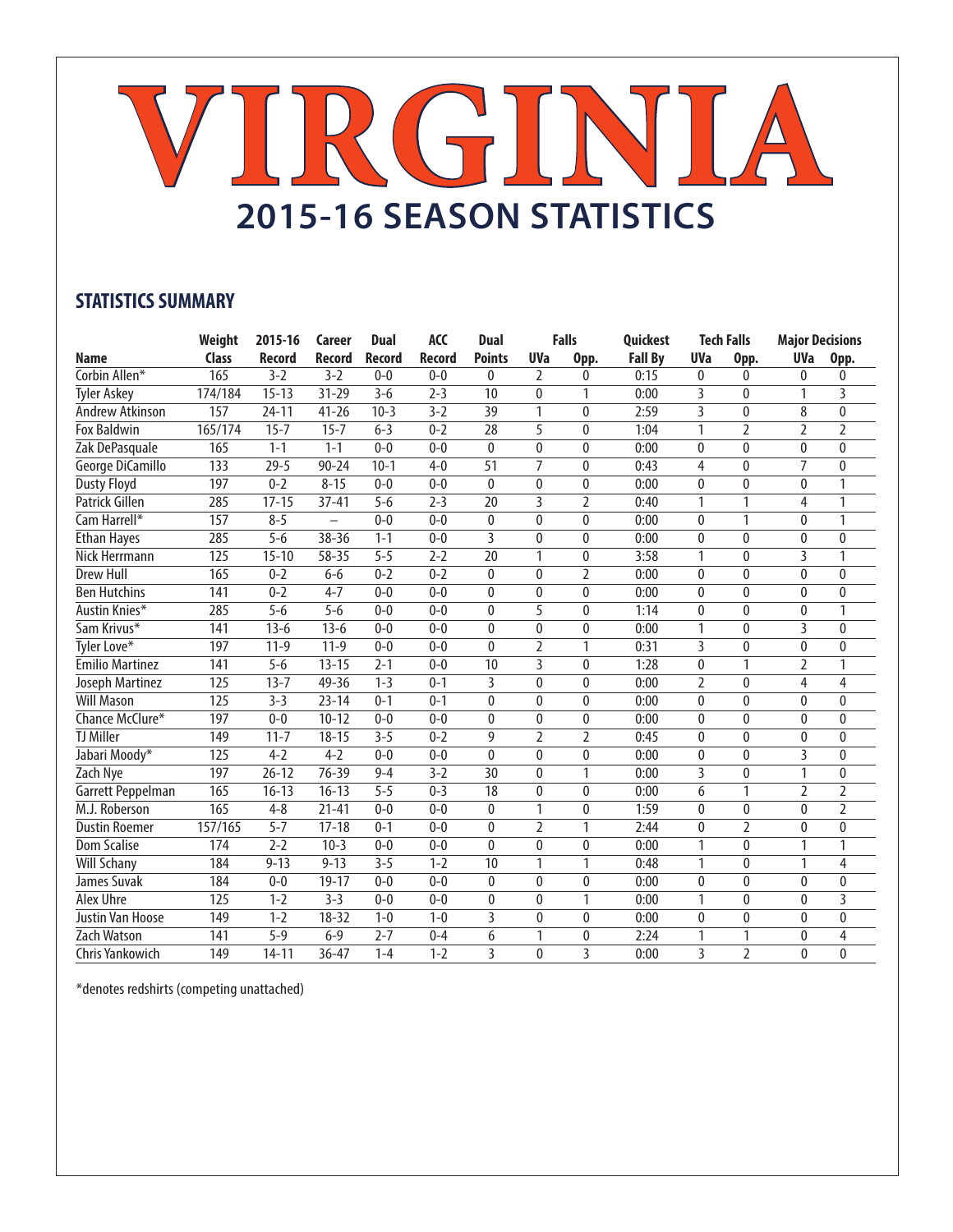# VIRGINIA

## 2015-16 SEASON STATISTICS

### STATISTICS SUMMARY

| Name | Weight Class | 2015-16 Record | Career Record | Dual Record | ACC Record | Dual Points | Falls UVa | Falls Opp. | Quickest Fall By | Tech Falls UVa | Tech Falls Opp. | Major Decisions UVa | Major Decisions Opp. |
|---|---|---|---|---|---|---|---|---|---|---|---|---|---|
| Corbin Allen* | 165 | 3-2 | 3-2 | 0-0 | 0-0 | 0 | 2 | 0 | 0:15 | 0 | 0 | 0 | 0 |
| Tyler Askey | 174/184 | 15-13 | 31-29 | 3-6 | 2-3 | 10 | 0 | 1 | 0:00 | 3 | 0 | 1 | 3 |
| Andrew Atkinson | 157 | 24-11 | 41-26 | 10-3 | 3-2 | 39 | 1 | 0 | 2:59 | 3 | 0 | 8 | 0 |
| Fox Baldwin | 165/174 | 15-7 | 15-7 | 6-3 | 0-2 | 28 | 5 | 0 | 1:04 | 1 | 2 | 2 | 2 |
| Zak DePasquale | 165 | 1-1 | 1-1 | 0-0 | 0-0 | 0 | 0 | 0 | 0:00 | 0 | 0 | 0 | 0 |
| George DiCamillo | 133 | 29-5 | 90-24 | 10-1 | 4-0 | 51 | 7 | 0 | 0:43 | 4 | 0 | 7 | 0 |
| Dusty Floyd | 197 | 0-2 | 8-15 | 0-0 | 0-0 | 0 | 0 | 0 | 0:00 | 0 | 0 | 0 | 1 |
| Patrick Gillen | 285 | 17-15 | 37-41 | 5-6 | 2-3 | 20 | 3 | 2 | 0:40 | 1 | 1 | 4 | 1 |
| Cam Harrell* | 157 | 8-5 | – | 0-0 | 0-0 | 0 | 0 | 0 | 0:00 | 0 | 1 | 0 | 1 |
| Ethan Hayes | 285 | 5-6 | 38-36 | 1-1 | 0-0 | 3 | 0 | 0 | 0:00 | 0 | 0 | 0 | 0 |
| Nick Herrmann | 125 | 15-10 | 58-35 | 5-5 | 2-2 | 20 | 1 | 0 | 3:58 | 1 | 0 | 3 | 1 |
| Drew Hull | 165 | 0-2 | 6-6 | 0-2 | 0-2 | 0 | 0 | 2 | 0:00 | 0 | 0 | 0 | 0 |
| Ben Hutchins | 141 | 0-2 | 4-7 | 0-0 | 0-0 | 0 | 0 | 0 | 0:00 | 0 | 0 | 0 | 0 |
| Austin Knies* | 285 | 5-6 | 5-6 | 0-0 | 0-0 | 0 | 5 | 0 | 1:14 | 0 | 0 | 0 | 1 |
| Sam Krivus* | 141 | 13-6 | 13-6 | 0-0 | 0-0 | 0 | 0 | 0 | 0:00 | 1 | 0 | 3 | 0 |
| Tyler Love* | 197 | 11-9 | 11-9 | 0-0 | 0-0 | 0 | 2 | 1 | 0:31 | 3 | 0 | 0 | 0 |
| Emilio Martinez | 141 | 5-6 | 13-15 | 2-1 | 0-0 | 10 | 3 | 0 | 1:28 | 0 | 1 | 2 | 1 |
| Joseph Martinez | 125 | 13-7 | 49-36 | 1-3 | 0-1 | 3 | 0 | 0 | 0:00 | 2 | 0 | 4 | 4 |
| Will Mason | 125 | 3-3 | 23-14 | 0-1 | 0-1 | 0 | 0 | 0 | 0:00 | 0 | 0 | 0 | 0 |
| Chance McClure* | 197 | 0-0 | 10-12 | 0-0 | 0-0 | 0 | 0 | 0 | 0:00 | 0 | 0 | 0 | 0 |
| TJ Miller | 149 | 11-7 | 18-15 | 3-5 | 0-2 | 9 | 2 | 2 | 0:45 | 0 | 0 | 0 | 0 |
| Jabari Moody* | 125 | 4-2 | 4-2 | 0-0 | 0-0 | 0 | 0 | 0 | 0:00 | 0 | 0 | 3 | 0 |
| Zach Nye | 197 | 26-12 | 76-39 | 9-4 | 3-2 | 30 | 0 | 1 | 0:00 | 3 | 0 | 1 | 0 |
| Garrett Peppelman | 165 | 16-13 | 16-13 | 5-5 | 0-3 | 18 | 0 | 0 | 0:00 | 6 | 1 | 2 | 2 |
| M.J. Roberson | 165 | 4-8 | 21-41 | 0-0 | 0-0 | 0 | 1 | 0 | 1:59 | 0 | 0 | 0 | 2 |
| Dustin Roemer | 157/165 | 5-7 | 17-18 | 0-1 | 0-0 | 0 | 2 | 1 | 2:44 | 0 | 2 | 0 | 0 |
| Dom Scalise | 174 | 2-2 | 10-3 | 0-0 | 0-0 | 0 | 0 | 0 | 0:00 | 1 | 0 | 1 | 1 |
| Will Schany | 184 | 9-13 | 9-13 | 3-5 | 1-2 | 10 | 1 | 1 | 0:48 | 1 | 0 | 1 | 4 |
| James Suvak | 184 | 0-0 | 19-17 | 0-0 | 0-0 | 0 | 0 | 0 | 0:00 | 0 | 0 | 0 | 0 |
| Alex Uhre | 125 | 1-2 | 3-3 | 0-0 | 0-0 | 0 | 0 | 1 | 0:00 | 1 | 0 | 0 | 3 |
| Justin Van Hoose | 149 | 1-2 | 18-32 | 1-0 | 1-0 | 3 | 0 | 0 | 0:00 | 0 | 0 | 0 | 0 |
| Zach Watson | 141 | 5-9 | 6-9 | 2-7 | 0-4 | 6 | 1 | 0 | 2:24 | 1 | 1 | 0 | 4 |
| Chris Yankowich | 149 | 14-11 | 36-47 | 1-4 | 1-2 | 3 | 0 | 3 | 0:00 | 3 | 2 | 0 | 0 |

*denotes redshirts (competing unattached)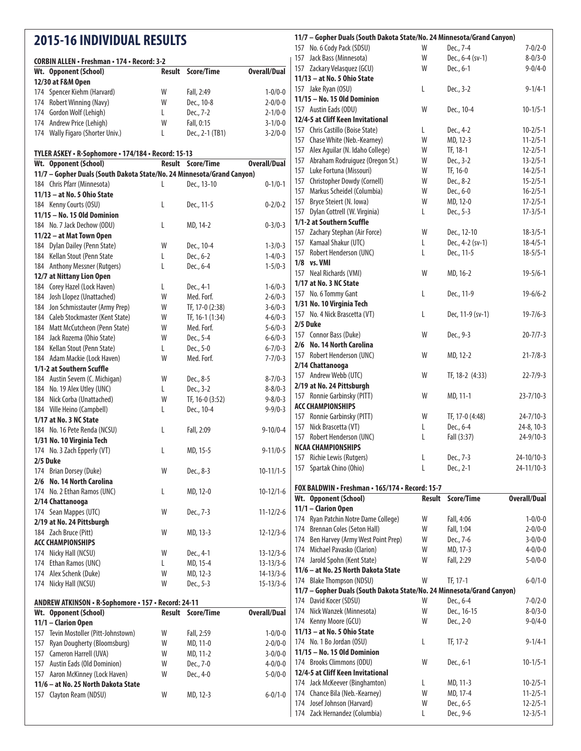# 2015-16 INDIVIDUAL RESULTS

### CORBIN ALLEN • Freshman • 174 • Record: 3-2

| Wt. | Opponent (School) | Result | Score/Time | Overall/Dual |
|---|---|---|---|---|
| **12/30 at F&M Open** | | | | |
| 174 | Spencer Kiehm (Harvard) | W | Fall, 2:49 | 1-0/0-0 |
| 174 | Robert Winning (Navy) | W | Dec., 10-8 | 2-0/0-0 |
| 174 | Gordon Wolf (Lehigh) | L | Dec., 7-2 | 2-1/0-0 |
| 174 | Andrew Price (Lehigh) | W | Fall, 0:15 | 3-1/0-0 |
| 174 | Wally Figaro (Shorter Univ.) | L | Dec., 2-1 (TB1) | 3-2/0-0 |

### TYLER ASKEY • R-Sophomore • 174/184 • Record: 15-13

| Wt. | Opponent (School) | Result | Score/Time | Overall/Dual |
|---|---|---|---|---|
| **11/7 – Gopher Duals (South Dakota State/No. 24 Minnesota/Grand Canyon)** | | | | |
| 184 | Chris Pfarr (Minnesota) | L | Dec., 13-10 | 0-1/0-1 |
| **11/13 – at No. 5 Ohio State** | | | | |
| 184 | Kenny Courts (OSU) | L | Dec., 11-5 | 0-2/0-2 |
| **11/15 – No. 15 Old Dominion** | | | | |
| 184 | No. 7 Jack Dechow (ODU) | L | MD, 14-2 | 0-3/0-3 |
| **11/22 – at Mat Town Open** | | | | |
| 184 | Dylan Dailey (Penn State) | W | Dec., 10-4 | 1-3/0-3 |
| 184 | Kellan Stout (Penn State | L | Dec., 6-2 | 1-4/0-3 |
| 184 | Anthony Messner (Rutgers) | L | Dec., 6-4 | 1-5/0-3 |
| **12/7 at Nittany Lion Open** | | | | |
| 184 | Corey Hazel (Lock Haven) | L | Dec., 4-1 | 1-6/0-3 |
| 184 | Josh Llopez (Unattached) | W | Med. Forf. | 2-6/0-3 |
| 184 | Jon Schmisstauter (Army Prep) | W | TF, 17-0 (2:38) | 3-6/0-3 |
| 184 | Caleb Stockmaster (Kent State) | W | TF, 16-1 (1:34) | 4-6/0-3 |
| 184 | Matt McCutcheon (Penn State) | W | Med. Forf. | 5-6/0-3 |
| 184 | Jack Rozema (Ohio State) | W | Dec., 5-4 | 6-6/0-3 |
| 184 | Kellan Stout (Penn State) | L | Dec., 5-0 | 6-7/0-3 |
| 184 | Adam Mackie (Lock Haven) | W | Med. Forf. | 7-7/0-3 |
| **1/1-2 at Southern Scuffle** | | | | |
| 184 | Austin Severn (C. Michigan) | W | Dec., 8-5 | 8-7/0-3 |
| 184 | No. 19 Alex Utley (UNC) | L | Dec., 3-2 | 8-8/0-3 |
| 184 | Nick Corba (Unattached) | W | TF, 16-0 (3:52) | 9-8/0-3 |
| 184 | Ville Heino (Campbell) | L | Dec., 10-4 | 9-9/0-3 |
| **1/17 at No. 3 NC State** | | | | |
| 184 | No. 16 Pete Renda (NCSU) | L | Fall, 2:09 | 9-10/0-4 |
| **1/31 No. 10 Virginia Tech** | | | | |
| 174 | No. 3 Zach Epperly (VT) | L | MD, 15-5 | 9-11/0-5 |
| **2/5 Duke** | | | | |
| 174 | Brian Dorsey (Duke) | W | Dec., 8-3 | 10-11/1-5 |
| **2/6 No. 14 North Carolina** | | | | |
| 174 | No. 2 Ethan Ramos (UNC) | L | MD, 12-0 | 10-12/1-6 |
| **2/14 Chattanooga** | | | | |
| 174 | Sean Mappes (UTC) | W | Dec., 7-3 | 11-12/2-6 |
| **2/19 at No. 24 Pittsburgh** | | | | |
| 184 | Zach Bruce (Pitt) | W | MD, 13-3 | 12-12/3-6 |
| **ACC CHAMPIONSHIPS** | | | | |
| 174 | Nicky Hall (NCSU) | W | Dec., 4-1 | 13-12/3-6 |
| 174 | Ethan Ramos (UNC) | L | MD, 15-4 | 13-13/3-6 |
| 174 | Alex Schenk (Duke) | W | MD, 12-3 | 14-13/3-6 |
| 174 | Nicky Hall (NCSU) | W | Dec., 5-3 | 15-13/3-6 |

### ANDREW ATKINSON • R-Sophomore • 157 • Record: 24-11

| Wt. | Opponent (School) | Result | Score/Time | Overall/Dual |
|---|---|---|---|---|
| **11/1 – Clarion Open** | | | | |
| 157 | Tevin Mostoller (Pitt-Johnstown) | W | Fall, 2:59 | 1-0/0-0 |
| 157 | Ryan Dougherty (Bloomsburg) | W | MD, 11-0 | 2-0/0-0 |
| 157 | Cameron Harrell (UVA) | W | MD, 11-2 | 3-0/0-0 |
| 157 | Austin Eads (Old Dominion) | W | Dec., 7-0 | 4-0/0-0 |
| 157 | Aaron McKinney (Lock Haven) | W | Dec., 4-0 | 5-0/0-0 |
| **11/6 – at No. 25 North Dakota State** | | | | |
| 157 | Clayton Ream (NDSU) | W | MD, 12-3 | 6-0/1-0 |
| **11/7 – Gopher Duals (South Dakota State/No. 24 Minnesota/Grand Canyon)** | | | | |
| 157 | No. 6 Cody Pack (SDSU) | W | Dec., 7-4 | 7-0/2-0 |
| 157 | Jack Bass (Minnesota) | W | Dec., 6-4 (sv-1) | 8-0/3-0 |
| 157 | Zackary Velasquez (GCU) | W | Dec., 6-1 | 9-0/4-0 |
| **11/13 – at No. 5 Ohio State** | | | | |
| 157 | Jake Ryan (OSU) | L | Dec., 3-2 | 9-1/4-1 |
| **11/15 – No. 15 Old Dominion** | | | | |
| 157 | Austin Eads (ODU) | W | Dec., 10-4 | 10-1/5-1 |
| **12/4-5 at Cliff Keen Invitational** | | | | |
| 157 | Chris Castillo (Boise State) | L | Dec., 4-2 | 10-2/5-1 |
| 157 | Chase White (Neb.-Kearney) | W | MD, 12-3 | 11-2/5-1 |
| 157 | Alex Aguilar (N. Idaho College) | W | TF, 18-1 | 12-2/5-1 |
| 157 | Abraham Rodriuguez (Oregon St.) | W | Dec., 3-2 | 13-2/5-1 |
| 157 | Luke Fortuna (Missouri) | W | TF, 16-0 | 14-2/5-1 |
| 157 | Christopher Dowdy (Cornell) | W | Dec., 8-2 | 15-2/5-1 |
| 157 | Markus Scheidel (Columbia) | W | Dec., 6-0 | 16-2/5-1 |
| 157 | Bryce Steiert (N. Iowa) | W | MD, 12-0 | 17-2/5-1 |
| 157 | Dylan Cottrell (W. Virginia) | L | Dec., 5-3 | 17-3/5-1 |
| **1/1-2 at Southern Scuffle** | | | | |
| 157 | Zachary Stephan (Air Force) | W | Dec., 12-10 | 18-3/5-1 |
| 157 | Kamaal Shakur (UTC) | L | Dec., 4-2 (sv-1) | 18-4/5-1 |
| 157 | Robert Henderson (UNC) | L | Dec., 11-5 | 18-5/5-1 |
| **1/8 vs. VMI** | | | | |
| 157 | Neal Richards (VMI) | W | MD, 16-2 | 19-5/6-1 |
| **1/17 at No. 3 NC State** | | | | |
| 157 | No. 6 Tommy Gant | L | Dec., 11-9 | 19-6/6-2 |
| **1/31 No. 10 Virginia Tech** | | | | |
| 157 | No. 4 Nick Brascetta (VT) | L | Dec, 11-9 (sv-1) | 19-7/6-3 |
| **2/5 Duke** | | | | |
| 157 | Connor Bass (Duke) | W | Dec., 9-3 | 20-7/7-3 |
| **2/6 No. 14 North Carolina** | | | | |
| 157 | Robert Henderson (UNC) | W | MD, 12-2 | 21-7/8-3 |
| **2/14 Chattanooga** | | | | |
| 157 | Andrew Webb (UTC) | W | TF, 18-2 (4:33) | 22-7/9-3 |
| **2/19 at No. 24 Pittsburgh** | | | | |
| 157 | Ronnie Garbinsky (PITT) | W | MD, 11-1 | 23-7/10-3 |
| **ACC CHAMPIONSHIPS** | | | | |
| 157 | Ronnie Garbinsky (PITT) | W | TF, 17-0 (4:48) | 24-7/10-3 |
| 157 | Nick Brascetta (VT) | L | Dec., 6-4 | 24-8, 10-3 |
| 157 | Robert Henderson (UNC) | L | Fall (3:37) | 24-9/10-3 |
| **NCAA CHAMPIONSHIPS** | | | | |
| 157 | Richie Lewis (Rutgers) | L | Dec., 7-3 | 24-10/10-3 |
| 157 | Spartak Chino (Ohio) | L | Dec., 2-1 | 24-11/10-3 |

### FOX BALDWIN • Freshman • 165/174 • Record: 15-7

| Wt. | Opponent (School) | Result | Score/Time | Overall/Dual |
|---|---|---|---|---|
| **11/1 – Clarion Open** | | | | |
| 174 | Ryan Patchin Notre Dame College) | W | Fall, 4:06 | 1-0/0-0 |
| 174 | Brennan Coles (Seton Hall) | W | Fall, 1:04 | 2-0/0-0 |
| 174 | Ben Harvey (Army West Point Prep) | W | Dec., 7-6 | 3-0/0-0 |
| 174 | Michael Pavasko (Clarion) | W | MD, 17-3 | 4-0/0-0 |
| 174 | Jarold Spohn (Kent State) | W | Fall, 2:29 | 5-0/0-0 |
| **11/6 – at No. 25 North Dakota State** | | | | |
| 174 | Blake Thompson (NDSU) | W | TF, 17-1 | 6-0/1-0 |
| **11/7 – Gopher Duals (South Dakota State/No. 24 Minnesota/Grand Canyon)** | | | | |
| 174 | David Kocer (SDSU) | W | Dec., 6-4 | 7-0/2-0 |
| 174 | Nick Wanzek (Minnesota) | W | Dec., 16-15 | 8-0/3-0 |
| 174 | Kenny Moore (GCU) | W | Dec., 2-0 | 9-0/4-0 |
| **11/13 – at No. 5 Ohio State** | | | | |
| 174 | No. 1 Bo Jordan (OSU) | L | TF, 17-2 | 9-1/4-1 |
| **11/15 – No. 15 Old Dominion** | | | | |
| 174 | Brooks Climmons (ODU) | W | Dec., 6-1 | 10-1/5-1 |
| **12/4-5 at Cliff Keen Invitational** | | | | |
| 174 | Jack McKeever (Binghamton) | L | MD, 11-3 | 10-2/5-1 |
| 174 | Chance Bila (Neb.-Kearney) | W | MD, 17-4 | 11-2/5-1 |
| 174 | Josef Johnson (Harvard) | W | Dec., 6-5 | 12-2/5-1 |
| 174 | Zack Hernandez (Columbia) | L | Dec., 9-6 | 12-3/5-1 |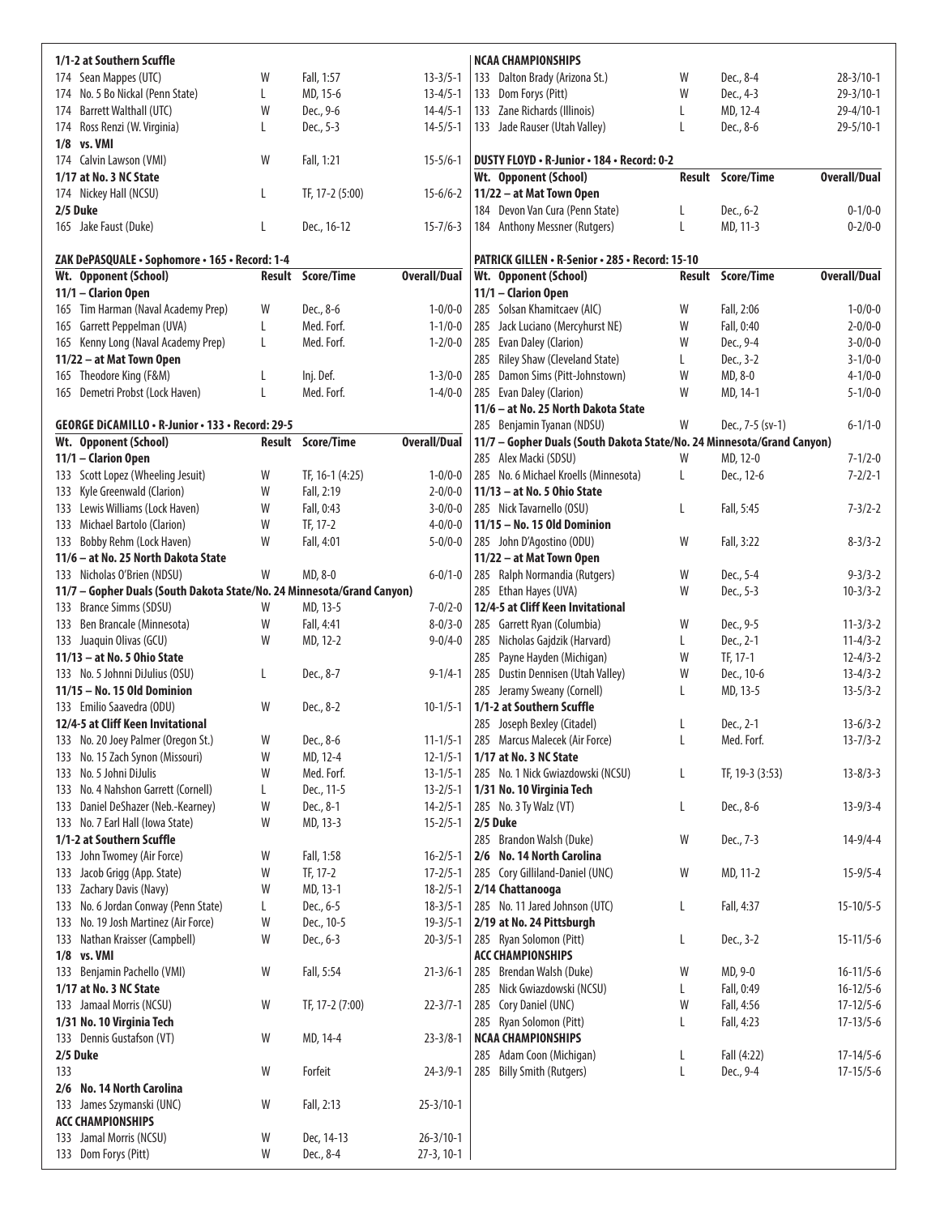| Wt. Opponent (School) | Result | Score/Time | Overall/Dual |
|---|---|---|---|
| **1/1-2 at Southern Scuffle** | | | |
| 174 Sean Mappes (UTC) | W | Fall, 1:57 | 13-3/5-1 |
| 174 No. 5 Bo Nickal (Penn State) | L | MD, 15-6 | 13-4/5-1 |
| 174 Barrett Walthall (UTC) | W | Dec., 9-6 | 14-4/5-1 |
| 174 Ross Renzi (W. Virginia) | L | Dec., 5-3 | 14-5/5-1 |
| **1/8 vs. VMI** | | | |
| 174 Calvin Lawson (VMI) | W | Fall, 1:21 | 15-5/6-1 |
| **1/17 at No. 3 NC State** | | | |
| 174 Nickey Hall (NCSU) | L | TF, 17-2 (5:00) | 15-6/6-2 |
| **2/5 Duke** | | | |
| 165 Jake Faust (Duke) | L | Dec., 16-12 | 15-7/6-3 |

### ZAK DePASQUALE • Sophomore • 165 • Record: 1-4

| Wt. Opponent (School) | Result | Score/Time | Overall/Dual |
|---|---|---|---|
| **11/1 – Clarion Open** | | | |
| 165 Tim Harman (Naval Academy Prep) | W | Dec., 8-6 | 1-0/0-0 |
| 165 Garrett Peppelman (UVA) | L | Med. Forf. | 1-1/0-0 |
| 165 Kenny Long (Naval Academy Prep) | L | Med. Forf. | 1-2/0-0 |
| **11/22 – at Mat Town Open** | | | |
| 165 Theodore King (F&M) | L | Inj. Def. | 1-3/0-0 |
| 165 Demetri Probst (Lock Haven) | L | Med. Forf. | 1-4/0-0 |

### GEORGE DiCAMILLO • R-Junior • 133 • Record: 29-5

| Wt. Opponent (School) | Result | Score/Time | Overall/Dual |
|---|---|---|---|
| **11/1 – Clarion Open** | | | |
| 133 Scott Lopez (Wheeling Jesuit) | W | TF, 16-1 (4:25) | 1-0/0-0 |
| 133 Kyle Greenwald (Clarion) | W | Fall, 2:19 | 2-0/0-0 |
| 133 Lewis Williams (Lock Haven) | W | Fall, 0:43 | 3-0/0-0 |
| 133 Michael Bartolo (Clarion) | W | TF, 17-2 | 4-0/0-0 |
| 133 Bobby Rehm (Lock Haven) | W | Fall, 4:01 | 5-0/0-0 |
| **11/6 – at No. 25 North Dakota State** | | | |
| 133 Nicholas O'Brien (NDSU) | W | MD, 8-0 | 6-0/1-0 |
| **11/7 – Gopher Duals (South Dakota State/No. 24 Minnesota/Grand Canyon)** | | | |
| 133 Brance Simms (SDSU) | W | MD, 13-5 | 7-0/2-0 |
| 133 Ben Brancale (Minnesota) | W | Fall, 4:41 | 8-0/3-0 |
| 133 Juaquin Olivas (GCU) | W | MD, 12-2 | 9-0/4-0 |
| **11/13 – at No. 5 Ohio State** | | | |
| 133 No. 5 Johnni DiJulius (OSU) | L | Dec., 8-7 | 9-1/4-1 |
| **11/15 – No. 15 Old Dominion** | | | |
| 133 Emilio Saavedra (ODU) | W | Dec., 8-2 | 10-1/5-1 |
| **12/4-5 at Cliff Keen Invitational** | | | |
| 133 No. 20 Joey Palmer (Oregon St.) | W | Dec., 8-6 | 11-1/5-1 |
| 133 No. 15 Zach Synon (Missouri) | W | MD, 12-4 | 12-1/5-1 |
| 133 No. 5 Johni DiJulis | W | Med. Forf. | 13-1/5-1 |
| 133 No. 4 Nahshon Garrett (Cornell) | L | Dec., 11-5 | 13-2/5-1 |
| 133 Daniel DeShazer (Neb.-Kearney) | W | Dec., 8-1 | 14-2/5-1 |
| 133 No. 7 Earl Hall (Iowa State) | W | MD, 13-3 | 15-2/5-1 |
| **1/1-2 at Southern Scuffle** | | | |
| 133 John Twomey (Air Force) | W | Fall, 1:58 | 16-2/5-1 |
| 133 Jacob Grigg (App. State) | W | TF, 17-2 | 17-2/5-1 |
| 133 Zachary Davis (Navy) | W | MD, 13-1 | 18-2/5-1 |
| 133 No. 6 Jordan Conway (Penn State) | L | Dec., 6-5 | 18-3/5-1 |
| 133 No. 19 Josh Martinez (Air Force) | W | Dec., 10-5 | 19-3/5-1 |
| 133 Nathan Kraisser (Campbell) | W | Dec., 6-3 | 20-3/5-1 |
| **1/8 vs. VMI** | | | |
| 133 Benjamin Pachello (VMI) | W | Fall, 5:54 | 21-3/6-1 |
| **1/17 at No. 3 NC State** | | | |
| 133 Jamaal Morris (NCSU) | W | TF, 17-2 (7:00) | 22-3/7-1 |
| **1/31 No. 10 Virginia Tech** | | | |
| 133 Dennis Gustafson (VT) | W | MD, 14-4 | 23-3/8-1 |
| **2/5 Duke** | | | |
| 133 | W | Forfeit | 24-3/9-1 |
| **2/6 No. 14 North Carolina** | | | |
| 133 James Szymanski (UNC) | W | Fall, 2:13 | 25-3/10-1 |
| **ACC CHAMPIONSHIPS** | | | |
| 133 Jamal Morris (NCSU) | W | Dec, 14-13 | 26-3/10-1 |
| 133 Dom Forys (Pitt) | W | Dec., 8-4 | 27-3, 10-1 |
| **NCAA CHAMPIONSHIPS** | | | |
| 133 Dalton Brady (Arizona St.) | W | Dec., 8-4 | 28-3/10-1 |
| 133 Dom Forys (Pitt) | W | Dec., 4-3 | 29-3/10-1 |
| 133 Zane Richards (Illinois) | L | MD, 12-4 | 29-4/10-1 |
| 133 Jade Rauser (Utah Valley) | L | Dec., 8-6 | 29-5/10-1 |

### DUSTY FLOYD • R-Junior • 184 • Record: 0-2

| Wt. Opponent (School) | Result | Score/Time | Overall/Dual |
|---|---|---|---|
| **11/22 – at Mat Town Open** | | | |
| 184 Devon Van Cura (Penn State) | L | Dec., 6-2 | 0-1/0-0 |
| 184 Anthony Messner (Rutgers) | L | MD, 11-3 | 0-2/0-0 |

### PATRICK GILLEN • R-Senior • 285 • Record: 15-10

| Wt. Opponent (School) | Result | Score/Time | Overall/Dual |
|---|---|---|---|
| **11/1 – Clarion Open** | | | |
| 285 Solsan Khamitcaev (AIC) | W | Fall, 2:06 | 1-0/0-0 |
| 285 Jack Luciano (Mercyhurst NE) | W | Fall, 0:40 | 2-0/0-0 |
| 285 Evan Daley (Clarion) | W | Dec., 9-4 | 3-0/0-0 |
| 285 Riley Shaw (Cleveland State) | L | Dec., 3-2 | 3-1/0-0 |
| 285 Damon Sims (Pitt-Johnstown) | W | MD, 8-0 | 4-1/0-0 |
| 285 Evan Daley (Clarion) | W | MD, 14-1 | 5-1/0-0 |
| **11/6 – at No. 25 North Dakota State** | | | |
| 285 Benjamin Tyanan (NDSU) | W | Dec., 7-5 (sv-1) | 6-1/1-0 |
| **11/7 – Gopher Duals (South Dakota State/No. 24 Minnesota/Grand Canyon)** | | | |
| 285 Alex Macki (SDSU) | W | MD, 12-0 | 7-1/2-0 |
| 285 No. 6 Michael Kroells (Minnesota) | L | Dec., 12-6 | 7-2/2-1 |
| **11/13 – at No. 5 Ohio State** | | | |
| 285 Nick Tavarnello (OSU) | L | Fall, 5:45 | 7-3/2-2 |
| **11/15 – No. 15 Old Dominion** | | | |
| 285 John D'Agostino (ODU) | W | Fall, 3:22 | 8-3/3-2 |
| **11/22 – at Mat Town Open** | | | |
| 285 Ralph Normandia (Rutgers) | W | Dec., 5-4 | 9-3/3-2 |
| 285 Ethan Hayes (UVA) | W | Dec., 5-3 | 10-3/3-2 |
| **12/4-5 at Cliff Keen Invitational** | | | |
| 285 Garrett Ryan (Columbia) | W | Dec., 9-5 | 11-3/3-2 |
| 285 Nicholas Gajdzik (Harvard) | L | Dec., 2-1 | 11-4/3-2 |
| 285 Payne Hayden (Michigan) | W | TF, 17-1 | 12-4/3-2 |
| 285 Dustin Dennisen (Utah Valley) | W | Dec., 10-6 | 13-4/3-2 |
| 285 Jeramy Sweany (Cornell) | L | MD, 13-5 | 13-5/3-2 |
| **1/1-2 at Southern Scuffle** | | | |
| 285 Joseph Bexley (Citadel) | L | Dec., 2-1 | 13-6/3-2 |
| 285 Marcus Malecek (Air Force) | L | Med. Forf. | 13-7/3-2 |
| **1/17 at No. 3 NC State** | | | |
| 285 No. 1 Nick Gwiazdowski (NCSU) | L | TF, 19-3 (3:53) | 13-8/3-3 |
| **1/31 No. 10 Virginia Tech** | | | |
| 285 No. 3 Ty Walz (VT) | L | Dec., 8-6 | 13-9/3-4 |
| **2/5 Duke** | | | |
| 285 Brandon Walsh (Duke) | W | Dec., 7-3 | 14-9/4-4 |
| **2/6 No. 14 North Carolina** | | | |
| 285 Cory Gilliland-Daniel (UNC) | W | MD, 11-2 | 15-9/5-4 |
| **2/14 Chattanooga** | | | |
| 285 No. 11 Jared Johnson (UTC) | L | Fall, 4:37 | 15-10/5-5 |
| **2/19 at No. 24 Pittsburgh** | | | |
| 285 Ryan Solomon (Pitt) | L | Dec., 3-2 | 15-11/5-6 |
| **ACC CHAMPIONSHIPS** | | | |
| 285 Brendan Walsh (Duke) | W | MD, 9-0 | 16-11/5-6 |
| 285 Nick Gwiazdowski (NCSU) | L | Fall, 0:49 | 16-12/5-6 |
| 285 Cory Daniel (UNC) | W | Fall, 4:56 | 17-12/5-6 |
| 285 Ryan Solomon (Pitt) | L | Fall, 4:23 | 17-13/5-6 |
| **NCAA CHAMPIONSHIPS** | | | |
| 285 Adam Coon (Michigan) | L | Fall (4:22) | 17-14/5-6 |
| 285 Billy Smith (Rutgers) | L | Dec., 9-4 | 17-15/5-6 |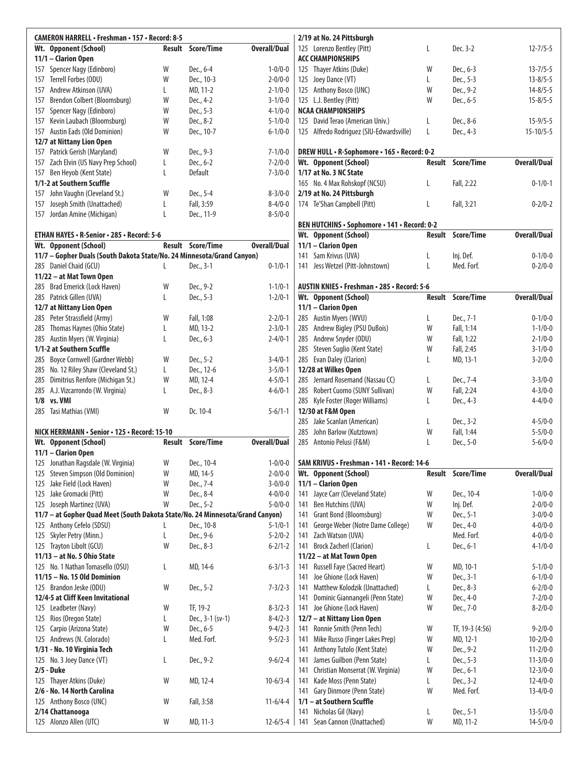## CAMERON HARRELL • Freshman • 157 • Record: 8-5

| Wt. | Opponent (School) | Result | Score/Time | Overall/Dual |
|---|---|---|---|---|
| **11/1 – Clarion Open** | | | | |
| 157 | Spencer Nagy (Edinboro) | W | Dec., 6-4 | 1-0/0-0 |
| 157 | Terrell Forbes (ODU) | W | Dec., 10-3 | 2-0/0-0 |
| 157 | Andrew Atkinson (UVA) | L | MD, 11-2 | 2-1/0-0 |
| 157 | Brendon Colbert (Bloomsburg) | W | Dec., 4-2 | 3-1/0-0 |
| 157 | Spencer Nagy (Edinboro) | W | Dec., 5-3 | 4-1/0-0 |
| 157 | Kevin Laubach (Bloomsburg) | W | Dec., 8-2 | 5-1/0-0 |
| 157 | Austin Eads (Old Dominion) | W | Dec., 10-7 | 6-1/0-0 |
| **12/7 at Nittany Lion Open** | | | | |
| 157 | Patrick Gerish (Maryland) | W | Dec., 9-3 | 7-1/0-0 |
| 157 | Zach Elvin (US Navy Prep School) | L | Dec., 6-2 | 7-2/0-0 |
| 157 | Ben Heyob (Kent State) | L | Default | 7-3/0-0 |
| **1/1-2 at Southern Scuffle** | | | | |
| 157 | John Vaughn (Cleveland St.) | W | Dec., 5-4 | 8-3/0-0 |
| 157 | Joseph Smith (Unattached) | L | Fall, 3:59 | 8-4/0-0 |
| 157 | Jordan Amine (Michigan) | L | Dec., 11-9 | 8-5/0-0 |

## ETHAN HAYES • R-Senior • 285 • Record: 5-6

| Wt. | Opponent (School) | Result | Score/Time | Overall/Dual |
|---|---|---|---|---|
| **11/7 – Gopher Duals (South Dakota State/No. 24 Minnesota/Grand Canyon)** | | | | |
| 285 | Daniel Chaid (GCU) | L | Dec., 3-1 | 0-1/0-1 |
| **11/22 – at Mat Town Open** | | | | |
| 285 | Brad Emerick (Lock Haven) | W | Dec., 9-2 | 1-1/0-1 |
| 285 | Patrick Gillen (UVA) | L | Dec., 5-3 | 1-2/0-1 |
| **12/7 at Nittany Lion Open** | | | | |
| 285 | Peter Strassfield (Army) | W | Fall, 1:08 | 2-2/0-1 |
| 285 | Thomas Haynes (Ohio State) | L | MD, 13-2 | 2-3/0-1 |
| 285 | Austin Myers (W. Virginia) | L | Dec., 6-3 | 2-4/0-1 |
| **1/1-2 at Southern Scuffle** | | | | |
| 285 | Boyce Cornwell (Gardner Webb) | W | Dec., 5-2 | 3-4/0-1 |
| 285 | No. 12 Riley Shaw (Cleveland St.) | L | Dec., 12-6 | 3-5/0-1 |
| 285 | Dimitrius Renfore (Michigan St.) | W | MD, 12-4 | 4-5/0-1 |
| 285 | A.J. Vizcarrondo (W. Virginia) | L | Dec., 8-3 | 4-6/0-1 |
| **1/8 vs. VMI** | | | | |
| 285 | Tasi Mathias (VMI) | W | Dc. 10-4 | 5-6/1-1 |

## NICK HERRMANN • Senior • 125 • Record: 15-10

| Wt. | Opponent (School) | Result | Score/Time | Overall/Dual |
|---|---|---|---|---|
| **11/1 – Clarion Open** | | | | |
| 125 | Jonathan Ragsdale (W. Virginia) | W | Dec., 10-4 | 1-0/0-0 |
| 125 | Steven Simpson (Old Dominion) | W | MD, 14-5 | 2-0/0-0 |
| 125 | Jake Field (Lock Haven) | W | Dec., 7-4 | 3-0/0-0 |
| 125 | Jake Gromacki (Pitt) | W | Dec., 8-4 | 4-0/0-0 |
| 125 | Joseph Martinez (UVA) | W | Dec., 5-2 | 5-0/0-0 |
| **11/7 – at Gopher Quad Meet (South Dakota State/No. 24 Minnesota/Grand Canyon)** | | | | |
| 125 | Anthony Cefelo (SDSU) | L | Dec., 10-8 | 5-1/0-1 |
| 125 | Skyler Petry (Minn.) | L | Dec., 9-6 | 5-2/0-2 |
| 125 | Trayton Libolt (GCU) | W | Dec., 8-3 | 6-2/1-2 |
| **11/13 – at No. 5 Ohio State** | | | | |
| 125 | No. 1 Nathan Tomasello (OSU) | L | MD, 14-6 | 6-3/1-3 |
| **11/15 – No. 15 Old Dominion** | | | | |
| 125 | Brandon Jeske (ODU) | W | Dec., 5-2 | 7-3/2-3 |
| **12/4-5 at Cliff Keen Invitational** | | | | |
| 125 | Leadbeter (Navy) | W | TF, 19-2 | 8-3/2-3 |
| 125 | Rios (Oregon State) | L | Dec., 3-1 (sv-1) | 8-4/2-3 |
| 125 | Carpio (Arizona State) | W | Dec., 6-5 | 9-4/2-3 |
| 125 | Andrews (N. Colorado) | L | Med. Forf. | 9-5/2-3 |
| **1/31 - No. 10 Virginia Tech** | | | | |
| 125 | No. 3 Joey Dance (VT) | L | Dec., 9-2 | 9-6/2-4 |
| **2/5 - Duke** | | | | |
| 125 | Thayer Atkins (Duke) | W | MD, 12-4 | 10-6/3-4 |
| **2/6 - No. 14 North Carolina** | | | | |
| 125 | Anthony Bosco (UNC) | W | Fall, 3:58 | 11-6/4-4 |
| **2/14 Chattanooga** | | | | |
| 125 | Alonzo Allen (UTC) | W | MD, 11-3 | 12-6/5-4 |
| **2/19 at No. 24 Pittsburgh** | | | | |
| 125 | Lorenzo Bentley (Pitt) | L | Dec. 3-2 | 12-7/5-5 |
| **ACC CHAMPIONSHIPS** | | | | |
| 125 | Thayer Atkins (Duke) | W | Dec., 6-3 | 13-7/5-5 |
| 125 | Joey Dance (VT) | L | Dec., 5-3 | 13-8/5-5 |
| 125 | Anthony Bosco (UNC) | W | Dec., 9-2 | 14-8/5-5 |
| 125 | L.J. Bentley (Pitt) | W | Dec., 6-5 | 15-8/5-5 |
| **NCAA CHAMPIONSHIPS** | | | | |
| 125 | David Terao (American Univ.) | L | Dec., 8-6 | 15-9/5-5 |
| 125 | Alfredo Rodriguez (SIU-Edwardsville) | L | Dec., 4-3 | 15-10/5-5 |

## DREW HULL • R-Sophomore • 165 • Record: 0-2

| Wt. | Opponent (School) | Result | Score/Time | Overall/Dual |
|---|---|---|---|---|
| **1/17 at No. 3 NC State** | | | | |
| 165 | No. 4 Max Rohskopf (NCSU) | L | Fall, 2:22 | 0-1/0-1 |
| **2/19 at No. 24 Pittsburgh** | | | | |
| 174 | Te'Shan Campbell (Pitt) | L | Fall, 3:21 | 0-2/0-2 |

## BEN HUTCHINS • Sophomore • 141 • Record: 0-2

| Wt. | Opponent (School) | Result | Score/Time | Overall/Dual |
|---|---|---|---|---|
| **11/1 – Clarion Open** | | | | |
| 141 | Sam Krivus (UVA) | L | Inj. Def. | 0-1/0-0 |
| 141 | Jess Wetzel (Pitt-Johnstown) | L | Med. Forf. | 0-2/0-0 |

## AUSTIN KNIES • Freshman • 285 • Record: 5-6

| Wt. | Opponent (School) | Result | Score/Time | Overall/Dual |
|---|---|---|---|---|
| **11/1 – Clarion Open** | | | | |
| 285 | Austin Myers (WVU) | L | Dec., 7-1 | 0-1/0-0 |
| 285 | Andrew Bigley (PSU DuBois) | W | Fall, 1:14 | 1-1/0-0 |
| 285 | Andrew Snyder (ODU) | W | Fall, 1:22 | 2-1/0-0 |
| 285 | Steven Suglio (Kent State) | W | Fall, 2:45 | 3-1/0-0 |
| 285 | Evan Daley (Clarion) | L | MD, 13-1 | 3-2/0-0 |
| **12/28 at Wilkes Open** | | | | |
| 285 | Jernard Rosemand (Nassau CC) | L | Dec., 7-4 | 3-3/0-0 |
| 285 | Robert Cuomo (SUNY Sullivan) | W | Fall, 2:24 | 4-3/0-0 |
| 285 | Kyle Foster (Roger Williams) | L | Dec., 4-3 | 4-4/0-0 |
| **12/30 at F&M Open** | | | | |
| 285 | Jake Scanlan (American) | L | Dec., 3-2 | 4-5/0-0 |
| 285 | John Barlow (Kutztown) | W | Fall, 1:44 | 5-5/0-0 |
| 285 | Antonio Pelusi (F&M) | L | Dec., 5-0 | 5-6/0-0 |

## SAM KRIVUS • Freshman • 141 • Record: 14-6

| Wt. | Opponent (School) | Result | Score/Time | Overall/Dual |
|---|---|---|---|---|
| **11/1 – Clarion Open** | | | | |
| 141 | Jayce Carr (Cleveland State) | W | Dec., 10-4 | 1-0/0-0 |
| 141 | Ben Hutchins (UVA) | W | Inj. Def. | 2-0/0-0 |
| 141 | Grant Bond (Bloomsburg) | W | Dec., 5-1 | 3-0/0-0 |
| 141 | George Weber (Notre Dame College) | W | Dec., 4-0 | 4-0/0-0 |
| 141 | Zach Watson (UVA) | | Med. Forf. | 4-0/0-0 |
| 141 | Brock Zacherl (Clarion) | L | Dec., 6-1 | 4-1/0-0 |
| **11/22 – at Mat Town Open** | | | | |
| 141 | Russell Faye (Sacred Heart) | W | MD, 10-1 | 5-1/0-0 |
| 141 | Joe Ghione (Lock Haven) | W | Dec., 3-1 | 6-1/0-0 |
| 141 | Matthew Kolodzik (Unattached) | L | Dec., 8-3 | 6-2/0-0 |
| 141 | Dominic Giannangeli (Penn State) | W | Dec., 4-0 | 7-2/0-0 |
| 141 | Joe Ghione (Lock Haven) | W | Dec., 7-0 | 8-2/0-0 |
| **12/7 – at Nittany Lion Open** | | | | |
| 141 | Ronnie Smith (Penn Tech) | W | TF, 19-3 (4:56) | 9-2/0-0 |
| 141 | Mike Russo (Finger Lakes Prep) | W | MD, 12-1 | 10-2/0-0 |
| 141 | Anthony Tutolo (Kent State) | W | Dec., 9-2 | 11-2/0-0 |
| 141 | James Guilbon (Penn State) | L | Dec., 5-3 | 11-3/0-0 |
| 141 | Christian Monserrat (W. Virginia) | W | Dec., 6-1 | 12-3/0-0 |
| 141 | Kade Moss (Penn State) | L | Dec., 3-2 | 12-4/0-0 |
| 141 | Gary Dinmore (Penn State) | W | Med. Forf. | 13-4/0-0 |
| **1/1 – at Southern Scuffle** | | | | |
| 141 | Nicholas Gil (Navy) | L | Dec., 5-1 | 13-5/0-0 |
| 141 | Sean Cannon (Unattached) | W | MD, 11-2 | 14-5/0-0 |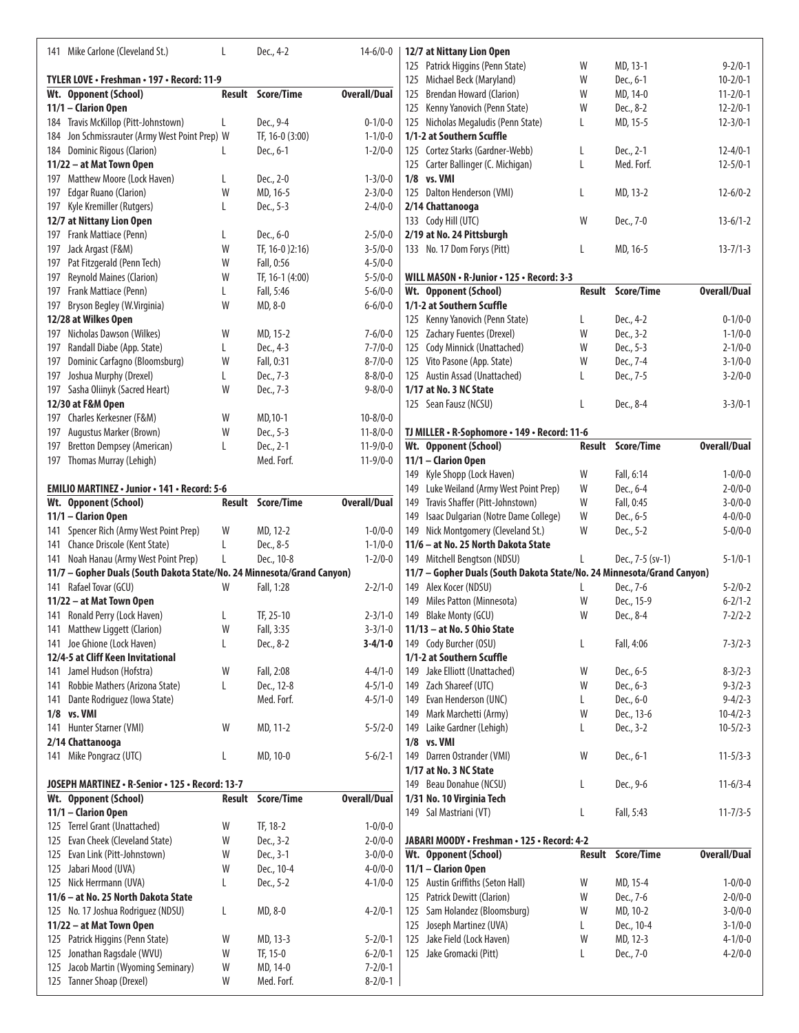| Wt. | Opponent (School) | Result | Score/Time | Overall/Dual |
|---|---|---|---|---|
| 141 | Mike Carlone (Cleveland St.) | L | Dec., 4-2 | 14-6/0-0 |

### TYLER LOVE • Freshman • 197 • Record: 11-9

| Wt. | Opponent (School) | Result | Score/Time | Overall/Dual |
|---|---|---|---|---|
| **11/1 – Clarion Open** | | | | |
| 184 | Travis McKillop (Pitt-Johnstown) | L | Dec., 9-4 | 0-1/0-0 |
| 184 | Jon Schmissrauter (Army West Point Prep) | W | TF, 16-0 (3:00) | 1-1/0-0 |
| 184 | Dominic Rigous (Clarion) | L | Dec., 6-1 | 1-2/0-0 |
| **11/22 – at Mat Town Open** | | | | |
| 197 | Matthew Moore (Lock Haven) | L | Dec., 2-0 | 1-3/0-0 |
| 197 | Edgar Ruano (Clarion) | W | MD, 16-5 | 2-3/0-0 |
| 197 | Kyle Kremiller (Rutgers) | L | Dec., 5-3 | 2-4/0-0 |
| **12/7 at Nittany Lion Open** | | | | |
| 197 | Frank Mattiace (Penn) | L | Dec., 6-0 | 2-5/0-0 |
| 197 | Jack Argast (F&M) | W | TF, 16-0 )2:16) | 3-5/0-0 |
| 197 | Pat Fitzgerald (Penn Tech) | W | Fall, 0:56 | 4-5/0-0 |
| 197 | Reynold Maines (Clarion) | W | TF, 16-1 (4:00) | 5-5/0-0 |
| 197 | Frank Mattiace (Penn) | L | Fall, 5:46 | 5-6/0-0 |
| 197 | Bryson Begley (W.Virginia) | W | MD, 8-0 | 6-6/0-0 |
| **12/28 at Wilkes Open** | | | | |
| 197 | Nicholas Dawson (Wilkes) | W | MD, 15-2 | 7-6/0-0 |
| 197 | Randall Diabe (App. State) | L | Dec., 4-3 | 7-7/0-0 |
| 197 | Dominic Carfagno (Bloomsburg) | W | Fall, 0:31 | 8-7/0-0 |
| 197 | Joshua Murphy (Drexel) | L | Dec., 7-3 | 8-8/0-0 |
| 197 | Sasha Oliinyk (Sacred Heart) | W | Dec., 7-3 | 9-8/0-0 |
| **12/30 at F&M Open** | | | | |
| 197 | Charles Kerkesner (F&M) | W | MD,10-1 | 10-8/0-0 |
| 197 | Augustus Marker (Brown) | W | Dec., 5-3 | 11-8/0-0 |
| 197 | Bretton Dempsey (American) | L | Dec., 2-1 | 11-9/0-0 |
| 197 | Thomas Murray (Lehigh) | | Med. Forf. | 11-9/0-0 |

### EMILIO MARTINEZ • Junior • 141 • Record: 5-6

| Wt. | Opponent (School) | Result | Score/Time | Overall/Dual |
|---|---|---|---|---|
| **11/1 – Clarion Open** | | | | |
| 141 | Spencer Rich (Army West Point Prep) | W | MD, 12-2 | 1-0/0-0 |
| 141 | Chance Driscole (Kent State) | L | Dec., 8-5 | 1-1/0-0 |
| 141 | Noah Hanau (Army West Point Prep) | L | Dec., 10-8 | 1-2/0-0 |
| **11/7 – Gopher Duals (South Dakota State/No. 24 Minnesota/Grand Canyon)** | | | | |
| 141 | Rafael Tovar (GCU) | W | Fall, 1:28 | 2-2/1-0 |
| **11/22 – at Mat Town Open** | | | | |
| 141 | Ronald Perry (Lock Haven) | L | TF, 25-10 | 2-3/1-0 |
| 141 | Matthew Liggett (Clarion) | W | Fall, 3:35 | 3-3/1-0 |
| 141 | Joe Ghione (Lock Haven) | L | Dec., 8-2 | **3-4/1-0** |
| **12/4-5 at Cliff Keen Invitational** | | | | |
| 141 | Jamel Hudson (Hofstra) | W | Fall, 2:08 | 4-4/1-0 |
| 141 | Robbie Mathers (Arizona State) | L | Dec., 12-8 | 4-5/1-0 |
| 141 | Dante Rodriguez (Iowa State) | | Med. Forf. | 4-5/1-0 |
| **1/8 vs. VMI** | | | | |
| 141 | Hunter Starner (VMI) | W | MD, 11-2 | 5-5/2-0 |
| **2/14 Chattanooga** | | | | |
| 141 | Mike Pongracz (UTC) | L | MD, 10-0 | 5-6/2-1 |

### JOSEPH MARTINEZ • R-Senior • 125 • Record: 13-7

| Wt. | Opponent (School) | Result | Score/Time | Overall/Dual |
|---|---|---|---|---|
| **11/1 – Clarion Open** | | | | |
| 125 | Terrel Grant (Unattached) | W | TF, 18-2 | 1-0/0-0 |
| 125 | Evan Cheek (Cleveland State) | W | Dec., 3-2 | 2-0/0-0 |
| 125 | Evan Link (Pitt-Johnstown) | W | Dec., 3-1 | 3-0/0-0 |
| 125 | Jabari Mood (UVA) | W | Dec., 10-4 | 4-0/0-0 |
| 125 | Nick Herrmann (UVA) | L | Dec., 5-2 | 4-1/0-0 |
| **11/6 – at No. 25 North Dakota State** | | | | |
| 125 | No. 17 Joshua Rodriguez (NDSU) | L | MD, 8-0 | 4-2/0-1 |
| **11/22 – at Mat Town Open** | | | | |
| 125 | Patrick Higgins (Penn State) | W | MD, 13-3 | 5-2/0-1 |
| 125 | Jonathan Ragsdale (WVU) | W | TF, 15-0 | 6-2/0-1 |
| 125 | Jacob Martin (Wyoming Seminary) | W | MD, 14-0 | 7-2/0-1 |
| 125 | Tanner Shoap (Drexel) | W | Med. Forf. | 8-2/0-1 |
| **12/7 at Nittany Lion Open** | | | | |
| 125 | Patrick Higgins (Penn State) | W | MD, 13-1 | 9-2/0-1 |
| 125 | Michael Beck (Maryland) | W | Dec., 6-1 | 10-2/0-1 |
| 125 | Brendan Howard (Clarion) | W | MD, 14-0 | 11-2/0-1 |
| 125 | Kenny Yanovich (Penn State) | W | Dec., 8-2 | 12-2/0-1 |
| 125 | Nicholas Megaludis (Penn State) | L | MD, 15-5 | 12-3/0-1 |
| **1/1-2 at Southern Scuffle** | | | | |
| 125 | Cortez Starks (Gardner-Webb) | L | Dec., 2-1 | 12-4/0-1 |
| 125 | Carter Ballinger (C. Michigan) | L | Med. Forf. | 12-5/0-1 |
| **1/8 vs. VMI** | | | | |
| 125 | Dalton Henderson (VMI) | L | MD, 13-2 | 12-6/0-2 |
| **2/14 Chattanooga** | | | | |
| 133 | Cody Hill (UTC) | W | Dec., 7-0 | 13-6/1-2 |
| **2/19 at No. 24 Pittsburgh** | | | | |
| 133 | No. 17 Dom Forys (Pitt) | L | MD, 16-5 | 13-7/1-3 |

### WILL MASON • R-Junior • 125 • Record: 3-3

| Wt. | Opponent (School) | Result | Score/Time | Overall/Dual |
|---|---|---|---|---|
| **1/1-2 at Southern Scuffle** | | | | |
| 125 | Kenny Yanovich (Penn State) | L | Dec., 4-2 | 0-1/0-0 |
| 125 | Zachary Fuentes (Drexel) | W | Dec., 3-2 | 1-1/0-0 |
| 125 | Cody Minnick (Unattached) | W | Dec., 5-3 | 2-1/0-0 |
| 125 | Vito Pasone (App. State) | W | Dec., 7-4 | 3-1/0-0 |
| 125 | Austin Assad (Unattached) | L | Dec., 7-5 | 3-2/0-0 |
| **1/17 at No. 3 NC State** | | | | |
| 125 | Sean Fausz (NCSU) | L | Dec., 8-4 | 3-3/0-1 |

### TJ MILLER • R-Sophomore • 149 • Record: 11-6

| Wt. | Opponent (School) | Result | Score/Time | Overall/Dual |
|---|---|---|---|---|
| **11/1 – Clarion Open** | | | | |
| 149 | Kyle Shopp (Lock Haven) | W | Fall, 6:14 | 1-0/0-0 |
| 149 | Luke Weiland (Army West Point Prep) | W | Dec., 6-4 | 2-0/0-0 |
| 149 | Travis Shaffer (Pitt-Johnstown) | W | Fall, 0:45 | 3-0/0-0 |
| 149 | Isaac Dulgarian (Notre Dame College) | W | Dec., 6-5 | 4-0/0-0 |
| 149 | Nick Montgomery (Cleveland St.) | W | Dec., 5-2 | 5-0/0-0 |
| **11/6 – at No. 25 North Dakota State** | | | | |
| 149 | Mitchell Bengtson (NDSU) | L | Dec., 7-5 (sv-1) | 5-1/0-1 |
| **11/7 – Gopher Duals (South Dakota State/No. 24 Minnesota/Grand Canyon)** | | | | |
| 149 | Alex Kocer (NDSU) | L | Dec., 7-6 | 5-2/0-2 |
| 149 | Miles Patton (Minnesota) | W | Dec., 15-9 | 6-2/1-2 |
| 149 | Blake Monty (GCU) | W | Dec., 8-4 | 7-2/2-2 |
| **11/13 – at No. 5 Ohio State** | | | | |
| 149 | Cody Burcher (OSU) | L | Fall, 4:06 | 7-3/2-3 |
| **1/1-2 at Southern Scuffle** | | | | |
| 149 | Jake Elliott (Unattached) | W | Dec., 6-5 | 8-3/2-3 |
| 149 | Zach Shareef (UTC) | W | Dec., 6-3 | 9-3/2-3 |
| 149 | Evan Henderson (UNC) | L | Dec., 6-0 | 9-4/2-3 |
| 149 | Mark Marchetti (Army) | W | Dec., 13-6 | 10-4/2-3 |
| 149 | Laike Gardner (Lehigh) | L | Dec., 3-2 | 10-5/2-3 |
| **1/8 vs. VMI** | | | | |
| 149 | Darren Ostrander (VMI) | W | Dec., 6-1 | 11-5/3-3 |
| **1/17 at No. 3 NC State** | | | | |
| 149 | Beau Donahue (NCSU) | L | Dec., 9-6 | 11-6/3-4 |
| **1/31 No. 10 Virginia Tech** | | | | |
| 149 | Sal Mastriani (VT) | L | Fall, 5:43 | 11-7/3-5 |

### JABARI MOODY • Freshman • 125 • Record: 4-2

| Wt. | Opponent (School) | Result | Score/Time | Overall/Dual |
|---|---|---|---|---|
| **11/1 – Clarion Open** | | | | |
| 125 | Austin Griffiths (Seton Hall) | W | MD, 15-4 | 1-0/0-0 |
| 125 | Patrick Dewitt (Clarion) | W | Dec., 7-6 | 2-0/0-0 |
| 125 | Sam Holandez (Bloomsburg) | W | MD, 10-2 | 3-0/0-0 |
| 125 | Joseph Martinez (UVA) | L | Dec., 10-4 | 3-1/0-0 |
| 125 | Jake Field (Lock Haven) | W | MD, 12-3 | 4-1/0-0 |
| 125 | Jake Gromacki (Pitt) | L | Dec., 7-0 | 4-2/0-0 |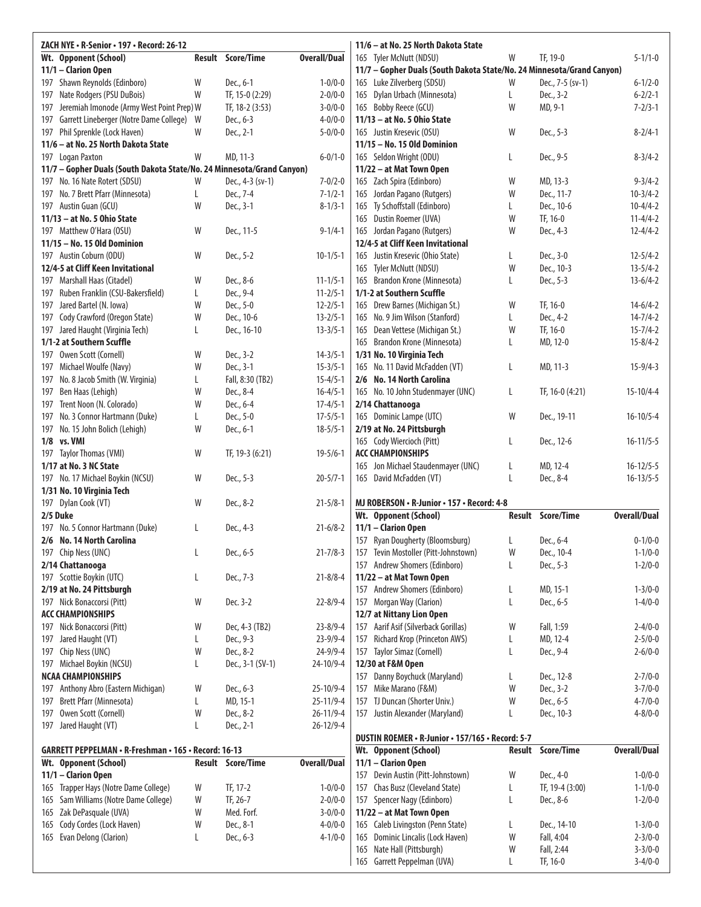## ZACH NYE • R-Senior • 197 • Record: 26-12

| Wt. | Opponent (School) | Result | Score/Time | Overall/Dual |
|---|---|---|---|---|
| **11/1 – Clarion Open** | | | | |
| 197 | Shawn Reynolds (Edinboro) | W | Dec., 6-1 | 1-0/0-0 |
| 197 | Nate Rodgers (PSU DuBois) | W | TF, 15-0 (2:29) | 2-0/0-0 |
| 197 | Jeremiah Imonode (Army West Point Prep) | W | TF, 18-2 (3:53) | 3-0/0-0 |
| 197 | Garrett Lineberger (Notre Dame College) | W | Dec., 6-3 | 4-0/0-0 |
| 197 | Phil Sprenkle (Lock Haven) | W | Dec., 2-1 | 5-0/0-0 |
| **11/6 – at No. 25 North Dakota State** | | | | |
| 197 | Logan Paxton | W | MD, 11-3 | 6-0/1-0 |
| **11/7 – Gopher Duals (South Dakota State/No. 24 Minnesota/Grand Canyon)** | | | | |
| 197 | No. 16 Nate Rotert (SDSU) | W | Dec., 4-3 (sv-1) | 7-0/2-0 |
| 197 | No. 7 Brett Pfarr (Minnesota) | L | Dec., 7-4 | 7-1/2-1 |
| 197 | Austin Guan (GCU) | W | Dec., 3-1 | 8-1/3-1 |
| **11/13 – at No. 5 Ohio State** | | | | |
| 197 | Matthew O'Hara (OSU) | W | Dec., 11-5 | 9-1/4-1 |
| **11/15 – No. 15 Old Dominion** | | | | |
| 197 | Austin Coburn (ODU) | W | Dec., 5-2 | 10-1/5-1 |
| **12/4-5 at Cliff Keen Invitational** | | | | |
| 197 | Marshall Haas (Citadel) | W | Dec., 8-6 | 11-1/5-1 |
| 197 | Ruben Franklin (CSU-Bakersfield) | L | Dec., 9-4 | 11-2/5-1 |
| 197 | Jared Bartel (N. Iowa) | W | Dec., 5-0 | 12-2/5-1 |
| 197 | Cody Crawford (Oregon State) | W | Dec., 10-6 | 13-2/5-1 |
| 197 | Jared Haught (Virginia Tech) | L | Dec., 16-10 | 13-3/5-1 |
| **1/1-2 at Southern Scuffle** | | | | |
| 197 | Owen Scott (Cornell) | W | Dec., 3-2 | 14-3/5-1 |
| 197 | Michael Woulfe (Navy) | W | Dec., 3-1 | 15-3/5-1 |
| 197 | No. 8 Jacob Smith (W. Virginia) | L | Fall, 8:30 (TB2) | 15-4/5-1 |
| 197 | Ben Haas (Lehigh) | W | Dec., 8-4 | 16-4/5-1 |
| 197 | Trent Noon (N. Colorado) | W | Dec., 6-4 | 17-4/5-1 |
| 197 | No. 3 Connor Hartmann (Duke) | L | Dec., 5-0 | 17-5/5-1 |
| 197 | No. 15 John Bolich (Lehigh) | W | Dec., 6-1 | 18-5/5-1 |
| **1/8 vs. VMI** | | | | |
| 197 | Taylor Thomas (VMI) | W | TF, 19-3 (6:21) | 19-5/6-1 |
| **1/17 at No. 3 NC State** | | | | |
| 197 | No. 17 Michael Boykin (NCSU) | W | Dec., 5-3 | 20-5/7-1 |
| **1/31 No. 10 Virginia Tech** | | | | |
| 197 | Dylan Cook (VT) | W | Dec., 8-2 | 21-5/8-1 |
| **2/5 Duke** | | | | |
| 197 | No. 5 Connor Hartmann (Duke) | L | Dec., 4-3 | 21-6/8-2 |
| **2/6 No. 14 North Carolina** | | | | |
| 197 | Chip Ness (UNC) | L | Dec., 6-5 | 21-7/8-3 |
| **2/14 Chattanooga** | | | | |
| 197 | Scottie Boykin (UTC) | L | Dec., 7-3 | 21-8/8-4 |
| **2/19 at No. 24 Pittsburgh** | | | | |
| 197 | Nick Bonaccorsi (Pitt) | W | Dec. 3-2 | 22-8/9-4 |
| **ACC CHAMPIONSHIPS** | | | | |
| 197 | Nick Bonaccorsi (Pitt) | W | Dec, 4-3 (TB2) | 23-8/9-4 |
| 197 | Jared Haught (VT) | L | Dec., 9-3 | 23-9/9-4 |
| 197 | Chip Ness (UNC) | W | Dec., 8-2 | 24-9/9-4 |
| 197 | Michael Boykin (NCSU) | L | Dec., 3-1 (SV-1) | 24-10/9-4 |
| **NCAA CHAMPIONSHIPS** | | | | |
| 197 | Anthony Abro (Eastern Michigan) | W | Dec., 6-3 | 25-10/9-4 |
| 197 | Brett Pfarr (Minnesota) | L | MD, 15-1 | 25-11/9-4 |
| 197 | Owen Scott (Cornell) | W | Dec., 8-2 | 26-11/9-4 |
| 197 | Jared Haught (VT) | L | Dec., 2-1 | 26-12/9-4 |

## GARRETT PEPPELMAN • R-Freshman • 165 • Record: 16-13

| Wt. | Opponent (School) | Result | Score/Time | Overall/Dual |
|---|---|---|---|---|
| **11/1 – Clarion Open** | | | | |
| 165 | Trapper Hays (Notre Dame College) | W | TF, 17-2 | 1-0/0-0 |
| 165 | Sam Williams (Notre Dame College) | W | TF, 26-7 | 2-0/0-0 |
| 165 | Zak DePasquale (UVA) | W | Med. Forf. | 3-0/0-0 |
| 165 | Cody Cordes (Lock Haven) | W | Dec., 8-1 | 4-0/0-0 |
| 165 | Evan Delong (Clarion) | L | Dec., 6-3 | 4-1/0-0 |
| **11/6 – at No. 25 North Dakota State** | | | | |
| 165 | Tyler McNutt (NDSU) | W | TF, 19-0 | 5-1/1-0 |
| **11/7 – Gopher Duals (South Dakota State/No. 24 Minnesota/Grand Canyon)** | | | | |
| 165 | Luke Zilverberg (SDSU) | W | Dec., 7-5 (sv-1) | 6-1/2-0 |
| 165 | Dylan Urbach (Minnesota) | L | Dec., 3-2 | 6-2/2-1 |
| 165 | Bobby Reece (GCU) | W | MD, 9-1 | 7-2/3-1 |
| **11/13 – at No. 5 Ohio State** | | | | |
| 165 | Justin Kresevic (OSU) | W | Dec., 5-3 | 8-2/4-1 |
| **11/15 – No. 15 Old Dominion** | | | | |
| 165 | Seldon Wright (ODU) | L | Dec., 9-5 | 8-3/4-2 |
| **11/22 – at Mat Town Open** | | | | |
| 165 | Zach Spira (Edinboro) | W | MD, 13-3 | 9-3/4-2 |
| 165 | Jordan Pagano (Rutgers) | W | Dec., 11-7 | 10-3/4-2 |
| 165 | Ty Schoffstall (Edinboro) | L | Dec., 10-6 | 10-4/4-2 |
| 165 | Dustin Roemer (UVA) | W | TF, 16-0 | 11-4/4-2 |
| 165 | Jordan Pagano (Rutgers) | W | Dec., 4-3 | 12-4/4-2 |
| **12/4-5 at Cliff Keen Invitational** | | | | |
| 165 | Justin Kresevic (Ohio State) | L | Dec., 3-0 | 12-5/4-2 |
| 165 | Tyler McNutt (NDSU) | W | Dec., 10-3 | 13-5/4-2 |
| 165 | Brandon Krone (Minnesota) | L | Dec., 5-3 | 13-6/4-2 |
| **1/1-2 at Southern Scuffle** | | | | |
| 165 | Drew Barnes (Michigan St.) | W | TF, 16-0 | 14-6/4-2 |
| 165 | No. 9 Jim Wilson (Stanford) | L | Dec., 4-2 | 14-7/4-2 |
| 165 | Dean Vettese (Michigan St.) | W | TF, 16-0 | 15-7/4-2 |
| 165 | Brandon Krone (Minnesota) | L | MD, 12-0 | 15-8/4-2 |
| **1/31 No. 10 Virginia Tech** | | | | |
| 165 | No. 11 David McFadden (VT) | L | MD, 11-3 | 15-9/4-3 |
| **2/6 No. 14 North Carolina** | | | | |
| 165 | No. 10 John Studenmayer (UNC) | L | TF, 16-0 (4:21) | 15-10/4-4 |
| **2/14 Chattanooga** | | | | |
| 165 | Dominic Lampe (UTC) | W | Dec., 19-11 | 16-10/5-4 |
| **2/19 at No. 24 Pittsburgh** | | | | |
| 165 | Cody Wiercioch (Pitt) | L | Dec., 12-6 | 16-11/5-5 |
| **ACC CHAMPIONSHIPS** | | | | |
| 165 | Jon Michael Staudenmayer (UNC) | L | MD, 12-4 | 16-12/5-5 |
| 165 | David McFadden (VT) | L | Dec., 8-4 | 16-13/5-5 |

## MJ ROBERSON • R-Junior • 157 • Record: 4-8

| Wt. | Opponent (School) | Result | Score/Time | Overall/Dual |
|---|---|---|---|---|
| **11/1 – Clarion Open** | | | | |
| 157 | Ryan Dougherty (Bloomsburg) | L | Dec., 6-4 | 0-1/0-0 |
| 157 | Tevin Mostoller (Pitt-Johnstown) | W | Dec., 10-4 | 1-1/0-0 |
| 157 | Andrew Shomers (Edinboro) | L | Dec., 5-3 | 1-2/0-0 |
| **11/22 – at Mat Town Open** | | | | |
| 157 | Andrew Shomers (Edinboro) | L | MD, 15-1 | 1-3/0-0 |
| 157 | Morgan Way (Clarion) | L | Dec., 6-5 | 1-4/0-0 |
| **12/7 at Nittany Lion Open** | | | | |
| 157 | Aarif Asif (Silverback Gorillas) | W | Fall, 1:59 | 2-4/0-0 |
| 157 | Richard Krop (Princeton AWS) | L | MD, 12-4 | 2-5/0-0 |
| 157 | Taylor Simaz (Cornell) | L | Dec., 9-4 | 2-6/0-0 |
| **12/30 at F&M Open** | | | | |
| 157 | Danny Boychuck (Maryland) | L | Dec., 12-8 | 2-7/0-0 |
| 157 | Mike Marano (F&M) | W | Dec., 3-2 | 3-7/0-0 |
| 157 | TJ Duncan (Shorter Univ.) | W | Dec., 6-5 | 4-7/0-0 |
| 157 | Justin Alexander (Maryland) | L | Dec., 10-3 | 4-8/0-0 |

## DUSTIN ROEMER • R-Junior • 157/165 • Record: 5-7

| Wt. | Opponent (School) | Result | Score/Time | Overall/Dual |
|---|---|---|---|---|
| **11/1 – Clarion Open** | | | | |
| 157 | Devin Austin (Pitt-Johnstown) | W | Dec., 4-0 | 1-0/0-0 |
| 157 | Chas Busz (Cleveland State) | L | TF, 19-4 (3:00) | 1-1/0-0 |
| 157 | Spencer Nagy (Edinboro) | L | Dec., 8-6 | 1-2/0-0 |
| **11/22 – at Mat Town Open** | | | | |
| 165 | Caleb Livingston (Penn State) | L | Dec., 14-10 | 1-3/0-0 |
| 165 | Dominic Lincalis (Lock Haven) | W | Fall, 4:04 | 2-3/0-0 |
| 165 | Nate Hall (Pittsburgh) | W | Fall, 2:44 | 3-3/0-0 |
| 165 | Garrett Peppelman (UVA) | L | TF, 16-0 | 3-4/0-0 |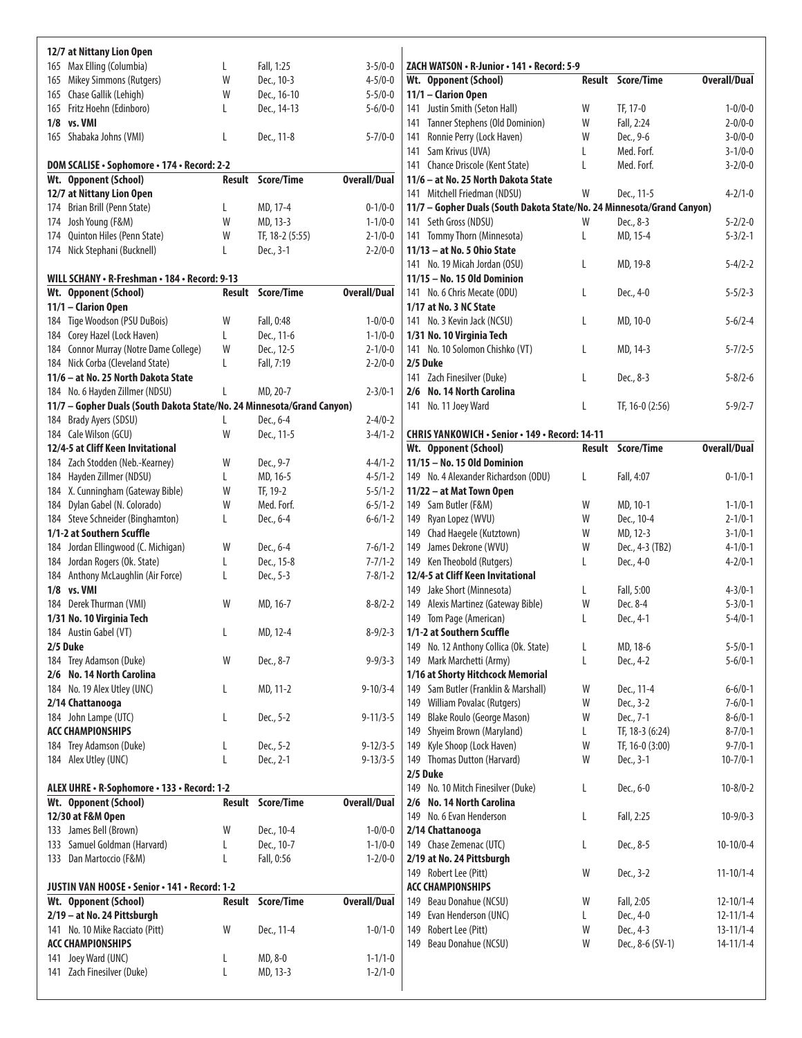| Wt. | Opponent (School) | Result | Score/Time | Overall/Dual |
|---|---|---|---|---|
| | **12/7 at Nittany Lion Open** | | | |
| 165 | Max Elling (Columbia) | L | Fall, 1:25 | 3-5/0-0 |
| 165 | Mikey Simmons (Rutgers) | W | Dec., 10-3 | 4-5/0-0 |
| 165 | Chase Gallik (Lehigh) | W | Dec., 16-10 | 5-5/0-0 |
| 165 | Fritz Hoehn (Edinboro) | L | Dec., 14-13 | 5-6/0-0 |
| | **1/8 vs. VMI** | | | |
| 165 | Shabaka Johns (VMI) | L | Dec., 11-8 | 5-7/0-0 |

### DOM SCALISE • Sophomore • 174 • Record: 2-2

| Wt. | Opponent (School) | Result | Score/Time | Overall/Dual |
|---|---|---|---|---|
| | **12/7 at Nittany Lion Open** | | | |
| 174 | Brian Brill (Penn State) | L | MD, 17-4 | 0-1/0-0 |
| 174 | Josh Young (F&M) | W | MD, 13-3 | 1-1/0-0 |
| 174 | Quinton Hiles (Penn State) | W | TF, 18-2 (5:55) | 2-1/0-0 |
| 174 | Nick Stephani (Bucknell) | L | Dec., 3-1 | 2-2/0-0 |

### WILL SCHANY • R-Freshman • 184 • Record: 9-13

| Wt. | Opponent (School) | Result | Score/Time | Overall/Dual |
|---|---|---|---|---|
| | **11/1 – Clarion Open** | | | |
| 184 | Tige Woodson (PSU DuBois) | W | Fall, 0:48 | 1-0/0-0 |
| 184 | Corey Hazel (Lock Haven) | L | Dec., 11-6 | 1-1/0-0 |
| 184 | Connor Murray (Notre Dame College) | W | Dec., 12-5 | 2-1/0-0 |
| 184 | Nick Corba (Cleveland State) | L | Fall, 7:19 | 2-2/0-0 |
| | **11/6 – at No. 25 North Dakota State** | | | |
| 184 | No. 6 Hayden Zillmer (NDSU) | L | MD, 20-7 | 2-3/0-1 |
| | **11/7 – Gopher Duals (South Dakota State/No. 24 Minnesota/Grand Canyon)** | | | |
| 184 | Brady Ayers (SDSU) | L | Dec., 6-4 | 2-4/0-2 |
| 184 | Cale Wilson (GCU) | W | Dec., 11-5 | 3-4/1-2 |
| | **12/4-5 at Cliff Keen Invitational** | | | |
| 184 | Zach Stodden (Neb.-Kearney) | W | Dec., 9-7 | 4-4/1-2 |
| 184 | Hayden Zillmer (NDSU) | L | MD, 16-5 | 4-5/1-2 |
| 184 | X. Cunningham (Gateway Bible) | W | TF, 19-2 | 5-5/1-2 |
| 184 | Dylan Gabel (N. Colorado) | W | Med. Forf. | 6-5/1-2 |
| 184 | Steve Schneider (Binghamton) | L | Dec., 6-4 | 6-6/1-2 |
| | **1/1-2 at Southern Scuffle** | | | |
| 184 | Jordan Ellingwood (C. Michigan) | W | Dec., 6-4 | 7-6/1-2 |
| 184 | Jordan Rogers (Ok. State) | L | Dec., 15-8 | 7-7/1-2 |
| 184 | Anthony McLaughlin (Air Force) | L | Dec., 5-3 | 7-8/1-2 |
| | **1/8 vs. VMI** | | | |
| 184 | Derek Thurman (VMI) | W | MD, 16-7 | 8-8/2-2 |
| | **1/31 No. 10 Virginia Tech** | | | |
| 184 | Austin Gabel (VT) | L | MD, 12-4 | 8-9/2-3 |
| | **2/5 Duke** | | | |
| 184 | Trey Adamson (Duke) | W | Dec., 8-7 | 9-9/3-3 |
| | **2/6 No. 14 North Carolina** | | | |
| 184 | No. 19 Alex Utley (UNC) | L | MD, 11-2 | 9-10/3-4 |
| | **2/14 Chattanooga** | | | |
| 184 | John Lampe (UTC) | L | Dec., 5-2 | 9-11/3-5 |
| | **ACC CHAMPIONSHIPS** | | | |
| 184 | Trey Adamson (Duke) | L | Dec., 5-2 | 9-12/3-5 |
| 184 | Alex Utley (UNC) | L | Dec., 2-1 | 9-13/3-5 |

### ALEX UHRE • R-Sophomore • 133 • Record: 1-2

| Wt. | Opponent (School) | Result | Score/Time | Overall/Dual |
|---|---|---|---|---|
| | **12/30 at F&M Open** | | | |
| 133 | James Bell (Brown) | W | Dec., 10-4 | 1-0/0-0 |
| 133 | Samuel Goldman (Harvard) | L | Dec., 10-7 | 1-1/0-0 |
| 133 | Dan Martoccio (F&M) | L | Fall, 0:56 | 1-2/0-0 |

### JUSTIN VAN HOOSE • Senior • 141 • Record: 1-2

| Wt. | Opponent (School) | Result | Score/Time | Overall/Dual |
|---|---|---|---|---|
| | **2/19 – at No. 24 Pittsburgh** | | | |
| 141 | No. 10 Mike Racciato (Pitt) | W | Dec., 11-4 | 1-0/1-0 |
| | **ACC CHAMPIONSHIPS** | | | |
| 141 | Joey Ward (UNC) | L | MD, 8-0 | 1-1/1-0 |
| 141 | Zach Finesilver (Duke) | L | MD, 13-3 | 1-2/1-0 |

### ZACH WATSON • R-Junior • 141 • Record: 5-9

| Wt. | Opponent (School) | Result | Score/Time | Overall/Dual |
|---|---|---|---|---|
| | **11/1 – Clarion Open** | | | |
| 141 | Justin Smith (Seton Hall) | W | TF, 17-0 | 1-0/0-0 |
| 141 | Tanner Stephens (Old Dominion) | W | Fall, 2:24 | 2-0/0-0 |
| 141 | Ronnie Perry (Lock Haven) | W | Dec., 9-6 | 3-0/0-0 |
| 141 | Sam Krivus (UVA) | L | Med. Forf. | 3-1/0-0 |
| 141 | Chance Driscole (Kent State) | L | Med. Forf. | 3-2/0-0 |
| | **11/6 – at No. 25 North Dakota State** | | | |
| 141 | Mitchell Friedman (NDSU) | W | Dec., 11-5 | 4-2/1-0 |
| | **11/7 – Gopher Duals (South Dakota State/No. 24 Minnesota/Grand Canyon)** | | | |
| 141 | Seth Gross (NDSU) | W | Dec., 8-3 | 5-2/2-0 |
| 141 | Tommy Thorn (Minnesota) | L | MD, 15-4 | 5-3/2-1 |
| | **11/13 – at No. 5 Ohio State** | | | |
| 141 | No. 19 Micah Jordan (OSU) | L | MD, 19-8 | 5-4/2-2 |
| | **11/15 – No. 15 Old Dominion** | | | |
| 141 | No. 6 Chris Mecate (ODU) | L | Dec., 4-0 | 5-5/2-3 |
| | **1/17 at No. 3 NC State** | | | |
| 141 | No. 3 Kevin Jack (NCSU) | L | MD, 10-0 | 5-6/2-4 |
| | **1/31 No. 10 Virginia Tech** | | | |
| 141 | No. 10 Solomon Chishko (VT) | L | MD, 14-3 | 5-7/2-5 |
| | **2/5 Duke** | | | |
| 141 | Zach Finesilver (Duke) | L | Dec., 8-3 | 5-8/2-6 |
| | **2/6 No. 14 North Carolina** | | | |
| 141 | No. 11 Joey Ward | L | TF, 16-0 (2:56) | 5-9/2-7 |

### CHRIS YANKOWICH • Senior • 149 • Record: 14-11

| Wt. | Opponent (School) | Result | Score/Time | Overall/Dual |
|---|---|---|---|---|
| | **11/15 – No. 15 Old Dominion** | | | |
| 149 | No. 4 Alexander Richardson (ODU) | L | Fall, 4:07 | 0-1/0-1 |
| | **11/22 – at Mat Town Open** | | | |
| 149 | Sam Butler (F&M) | W | MD, 10-1 | 1-1/0-1 |
| 149 | Ryan Lopez (WVU) | W | Dec., 10-4 | 2-1/0-1 |
| 149 | Chad Haegele (Kutztown) | W | MD, 12-3 | 3-1/0-1 |
| 149 | James Dekrone (WVU) | W | Dec., 4-3 (TB2) | 4-1/0-1 |
| 149 | Ken Theobold (Rutgers) | L | Dec., 4-0 | 4-2/0-1 |
| | **12/4-5 at Cliff Keen Invitational** | | | |
| 149 | Jake Short (Minnesota) | L | Fall, 5:00 | 4-3/0-1 |
| 149 | Alexis Martinez (Gateway Bible) | W | Dec. 8-4 | 5-3/0-1 |
| 149 | Tom Page (American) | L | Dec., 4-1 | 5-4/0-1 |
| | **1/1-2 at Southern Scuffle** | | | |
| 149 | No. 12 Anthony Collica (Ok. State) | L | MD, 18-6 | 5-5/0-1 |
| 149 | Mark Marchetti (Army) | L | Dec., 4-2 | 5-6/0-1 |
| | **1/16 at Shorty Hitchcock Memorial** | | | |
| 149 | Sam Butler (Franklin & Marshall) | W | Dec., 11-4 | 6-6/0-1 |
| 149 | William Povalac (Rutgers) | W | Dec., 3-2 | 7-6/0-1 |
| 149 | Blake Roulo (George Mason) | W | Dec., 7-1 | 8-6/0-1 |
| 149 | Shyeim Brown (Maryland) | L | TF, 18-3 (6:24) | 8-7/0-1 |
| 149 | Kyle Shoop (Lock Haven) | W | TF, 16-0 (3:00) | 9-7/0-1 |
| 149 | Thomas Dutton (Harvard) | W | Dec., 3-1 | 10-7/0-1 |
| | **2/5 Duke** | | | |
| 149 | No. 10 Mitch Finesilver (Duke) | L | Dec., 6-0 | 10-8/0-2 |
| | **2/6 No. 14 North Carolina** | | | |
| 149 | No. 6 Evan Henderson | L | Fall, 2:25 | 10-9/0-3 |
| | **2/14 Chattanooga** | | | |
| 149 | Chase Zemenac (UTC) | L | Dec., 8-5 | 10-10/0-4 |
| | **2/19 at No. 24 Pittsburgh** | | | |
| 149 | Robert Lee (Pitt) | W | Dec., 3-2 | 11-10/1-4 |
| | **ACC CHAMPIONSHIPS** | | | |
| 149 | Beau Donahue (NCSU) | W | Fall, 2:05 | 12-10/1-4 |
| 149 | Evan Henderson (UNC) | L | Dec., 4-0 | 12-11/1-4 |
| 149 | Robert Lee (Pitt) | W | Dec., 4-3 | 13-11/1-4 |
| 149 | Beau Donahue (NCSU) | W | Dec., 8-6 (SV-1) | 14-11/1-4 |